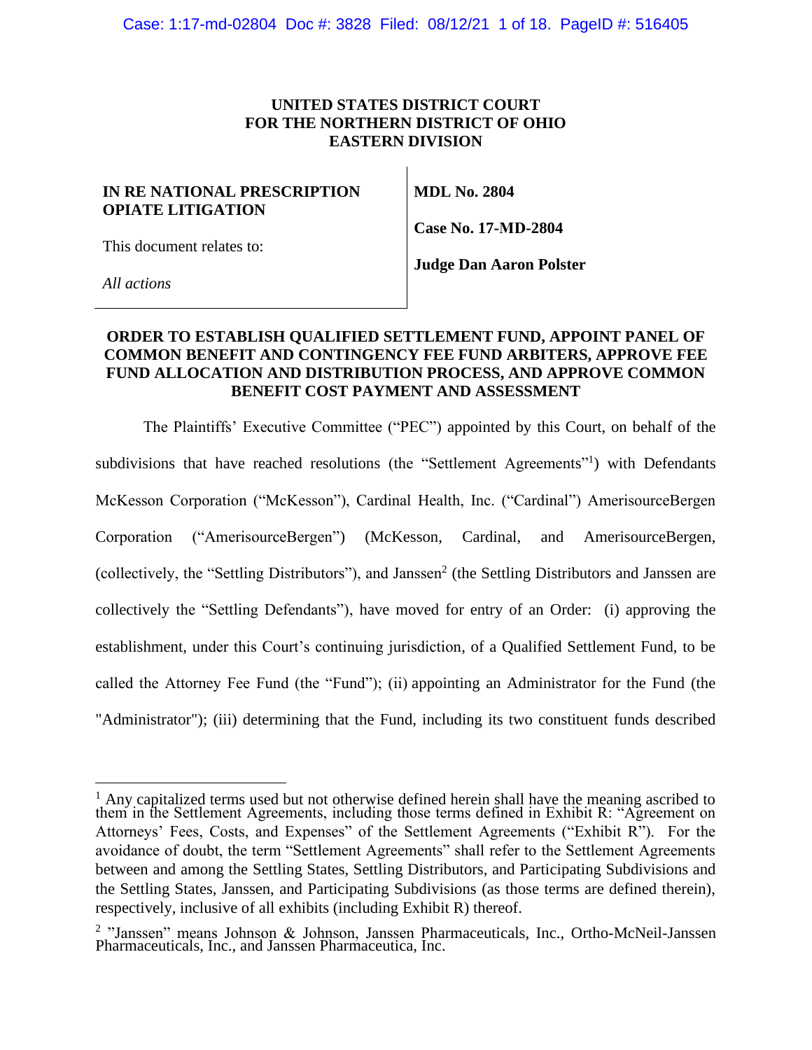**UNITED STATES DISTRICT COURT**
**FOR THE NORTHERN DISTRICT OF OHIO**
**EASTERN DIVISION**

| | |
|---|---|
| **IN RE NATIONAL PRESCRIPTION OPIATE LITIGATION**<br><br>This document relates to:<br><br>*All actions* | **MDL No. 2804**<br><br>**Case No. 17-MD-2804**<br><br>**Judge Dan Aaron Polster** |

**ORDER TO ESTABLISH QUALIFIED SETTLEMENT FUND, APPOINT PANEL OF COMMON BENEFIT AND CONTINGENCY FEE FUND ARBITERS, APPROVE FEE FUND ALLOCATION AND DISTRIBUTION PROCESS, AND APPROVE COMMON BENEFIT COST PAYMENT AND ASSESSMENT**

The Plaintiffs' Executive Committee ("PEC") appointed by this Court, on behalf of the subdivisions that have reached resolutions (the "Settlement Agreements"[1]) with Defendants McKesson Corporation ("McKesson"), Cardinal Health, Inc. ("Cardinal") AmerisourceBergen Corporation ("AmerisourceBergen") (McKesson, Cardinal, and AmerisourceBergen, (collectively, the "Settling Distributors"), and Janssen[2] (the Settling Distributors and Janssen are collectively the "Settling Defendants"), have moved for entry of an Order: (i) approving the establishment, under this Court's continuing jurisdiction, of a Qualified Settlement Fund, to be called the Attorney Fee Fund (the "Fund"); (ii) appointing an Administrator for the Fund (the "Administrator"); (iii) determining that the Fund, including its two constituent funds described

---

[1] Any capitalized terms used but not otherwise defined herein shall have the meaning ascribed to them in the Settlement Agreements, including those terms defined in Exhibit R: "Agreement on Attorneys' Fees, Costs, and Expenses" of the Settlement Agreements ("Exhibit R"). For the avoidance of doubt, the term "Settlement Agreements" shall refer to the Settlement Agreements between and among the Settling States, Settling Distributors, and Participating Subdivisions and the Settling States, Janssen, and Participating Subdivisions (as those terms are defined therein), respectively, inclusive of all exhibits (including Exhibit R) thereof.

[2] "Janssen" means Johnson & Johnson, Janssen Pharmaceuticals, Inc., Ortho-McNeil-Janssen Pharmaceuticals, Inc., and Janssen Pharmaceutica, Inc.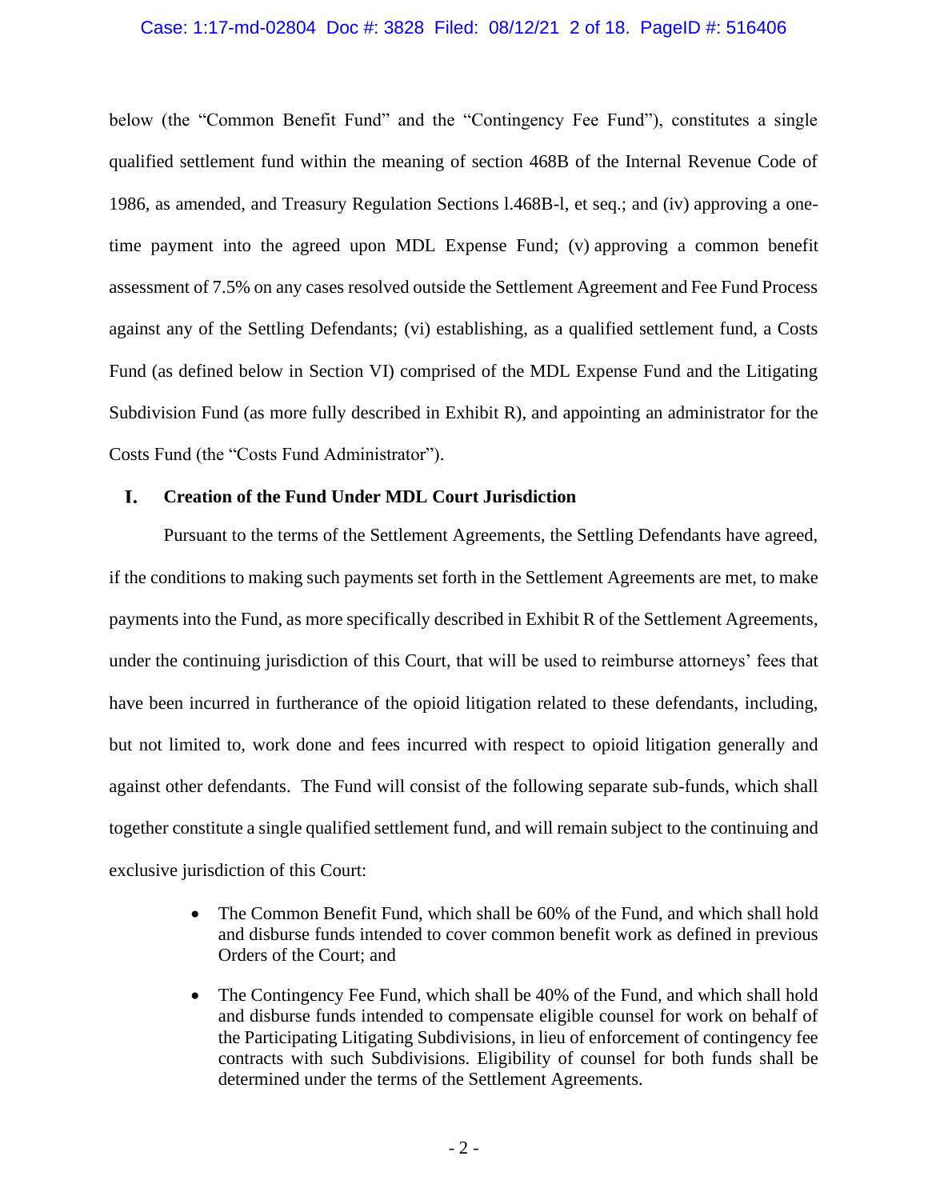below (the "Common Benefit Fund" and the "Contingency Fee Fund"), constitutes a single qualified settlement fund within the meaning of section 468B of the Internal Revenue Code of 1986, as amended, and Treasury Regulation Sections l.468B-l, et seq.; and (iv) approving a one-time payment into the agreed upon MDL Expense Fund; (v) approving a common benefit assessment of 7.5% on any cases resolved outside the Settlement Agreement and Fee Fund Process against any of the Settling Defendants; (vi) establishing, as a qualified settlement fund, a Costs Fund (as defined below in Section VI) comprised of the MDL Expense Fund and the Litigating Subdivision Fund (as more fully described in Exhibit R), and appointing an administrator for the Costs Fund (the "Costs Fund Administrator").

## I. Creation of the Fund Under MDL Court Jurisdiction

Pursuant to the terms of the Settlement Agreements, the Settling Defendants have agreed, if the conditions to making such payments set forth in the Settlement Agreements are met, to make payments into the Fund, as more specifically described in Exhibit R of the Settlement Agreements, under the continuing jurisdiction of this Court, that will be used to reimburse attorneys' fees that have been incurred in furtherance of the opioid litigation related to these defendants, including, but not limited to, work done and fees incurred with respect to opioid litigation generally and against other defendants. The Fund will consist of the following separate sub-funds, which shall together constitute a single qualified settlement fund, and will remain subject to the continuing and exclusive jurisdiction of this Court:

- The Common Benefit Fund, which shall be 60% of the Fund, and which shall hold and disburse funds intended to cover common benefit work as defined in previous Orders of the Court; and
- The Contingency Fee Fund, which shall be 40% of the Fund, and which shall hold and disburse funds intended to compensate eligible counsel for work on behalf of the Participating Litigating Subdivisions, in lieu of enforcement of contingency fee contracts with such Subdivisions. Eligibility of counsel for both funds shall be determined under the terms of the Settlement Agreements.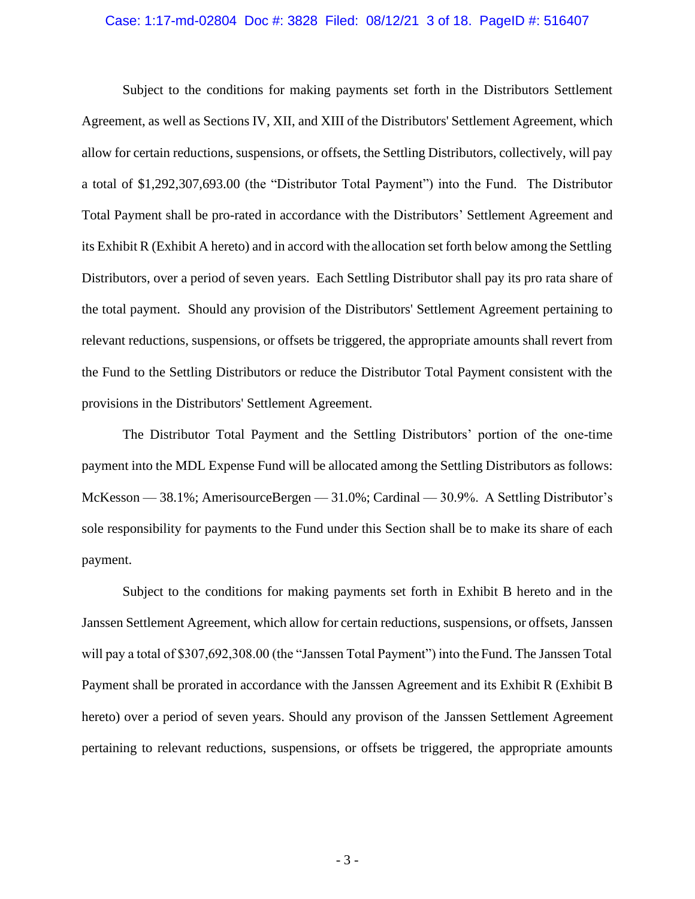Subject to the conditions for making payments set forth in the Distributors Settlement Agreement, as well as Sections IV, XII, and XIII of the Distributors' Settlement Agreement, which allow for certain reductions, suspensions, or offsets, the Settling Distributors, collectively, will pay a total of $1,292,307,693.00 (the "Distributor Total Payment") into the Fund. The Distributor Total Payment shall be pro-rated in accordance with the Distributors' Settlement Agreement and its Exhibit R (Exhibit A hereto) and in accord with the allocation set forth below among the Settling Distributors, over a period of seven years. Each Settling Distributor shall pay its pro rata share of the total payment. Should any provision of the Distributors' Settlement Agreement pertaining to relevant reductions, suspensions, or offsets be triggered, the appropriate amounts shall revert from the Fund to the Settling Distributors or reduce the Distributor Total Payment consistent with the provisions in the Distributors' Settlement Agreement.

The Distributor Total Payment and the Settling Distributors' portion of the one-time payment into the MDL Expense Fund will be allocated among the Settling Distributors as follows: McKesson — 38.1%; AmerisourceBergen — 31.0%; Cardinal — 30.9%. A Settling Distributor's sole responsibility for payments to the Fund under this Section shall be to make its share of each payment.

Subject to the conditions for making payments set forth in Exhibit B hereto and in the Janssen Settlement Agreement, which allow for certain reductions, suspensions, or offsets, Janssen will pay a total of $307,692,308.00 (the "Janssen Total Payment") into the Fund. The Janssen Total Payment shall be prorated in accordance with the Janssen Agreement and its Exhibit R (Exhibit B hereto) over a period of seven years. Should any provison of the Janssen Settlement Agreement pertaining to relevant reductions, suspensions, or offsets be triggered, the appropriate amounts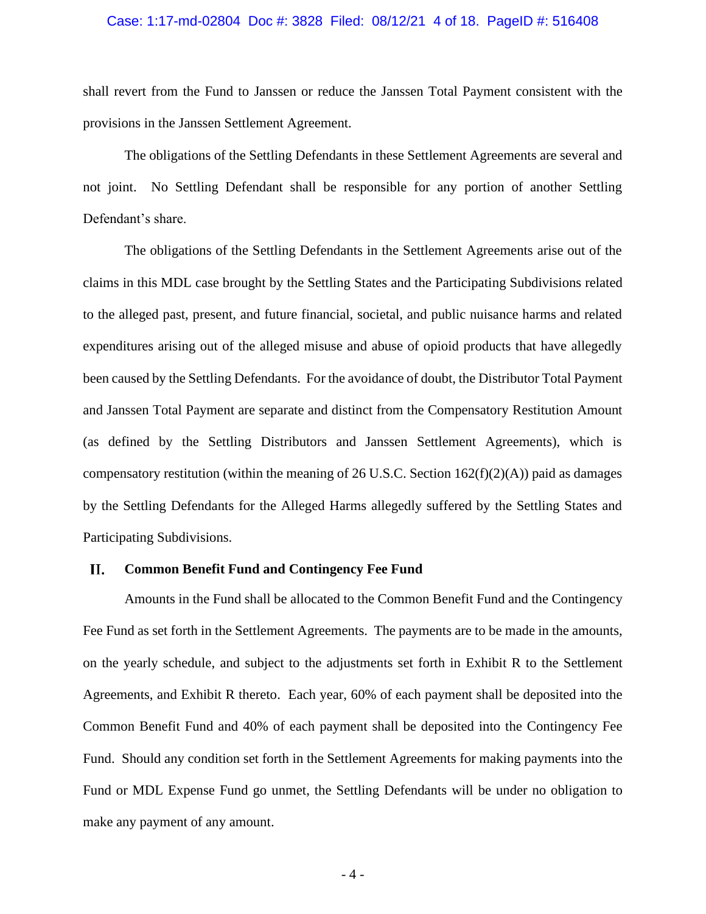shall revert from the Fund to Janssen or reduce the Janssen Total Payment consistent with the provisions in the Janssen Settlement Agreement.

The obligations of the Settling Defendants in these Settlement Agreements are several and not joint. No Settling Defendant shall be responsible for any portion of another Settling Defendant's share.

The obligations of the Settling Defendants in the Settlement Agreements arise out of the claims in this MDL case brought by the Settling States and the Participating Subdivisions related to the alleged past, present, and future financial, societal, and public nuisance harms and related expenditures arising out of the alleged misuse and abuse of opioid products that have allegedly been caused by the Settling Defendants. For the avoidance of doubt, the Distributor Total Payment and Janssen Total Payment are separate and distinct from the Compensatory Restitution Amount (as defined by the Settling Distributors and Janssen Settlement Agreements), which is compensatory restitution (within the meaning of 26 U.S.C. Section 162(f)(2)(A)) paid as damages by the Settling Defendants for the Alleged Harms allegedly suffered by the Settling States and Participating Subdivisions.

## II. Common Benefit Fund and Contingency Fee Fund

Amounts in the Fund shall be allocated to the Common Benefit Fund and the Contingency Fee Fund as set forth in the Settlement Agreements. The payments are to be made in the amounts, on the yearly schedule, and subject to the adjustments set forth in Exhibit R to the Settlement Agreements, and Exhibit R thereto. Each year, 60% of each payment shall be deposited into the Common Benefit Fund and 40% of each payment shall be deposited into the Contingency Fee Fund. Should any condition set forth in the Settlement Agreements for making payments into the Fund or MDL Expense Fund go unmet, the Settling Defendants will be under no obligation to make any payment of any amount.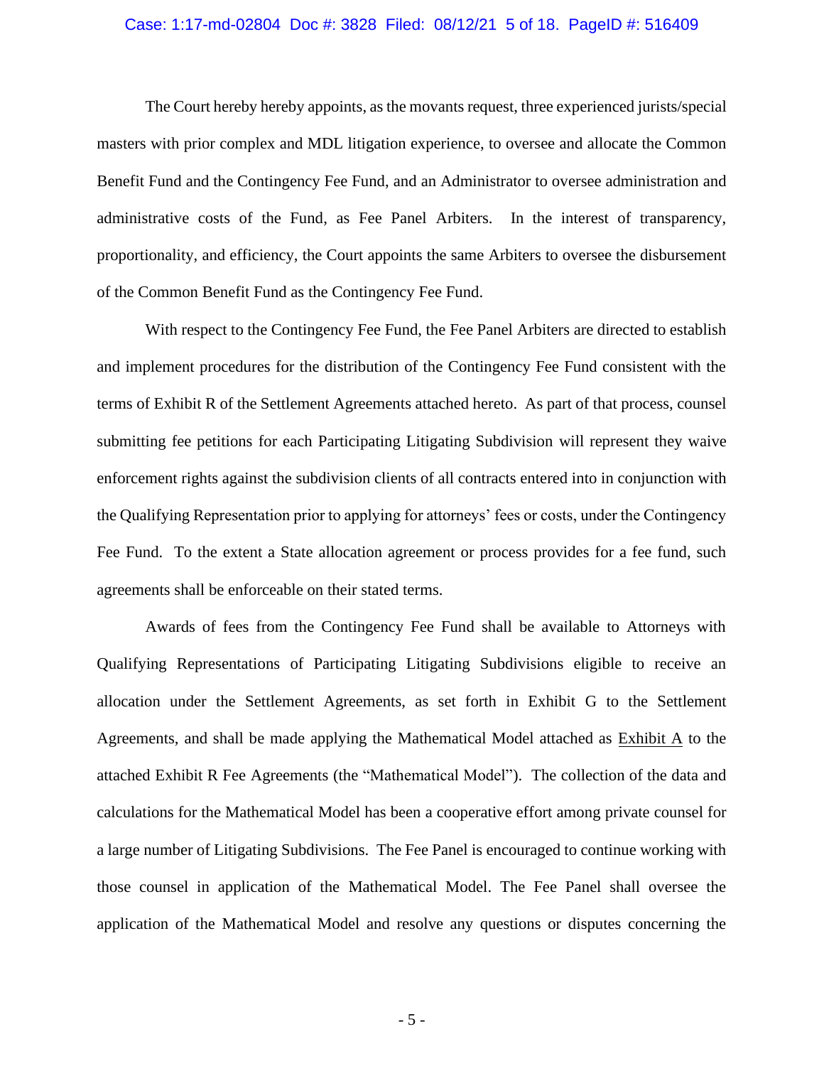The Court hereby hereby appoints, as the movants request, three experienced jurists/special masters with prior complex and MDL litigation experience, to oversee and allocate the Common Benefit Fund and the Contingency Fee Fund, and an Administrator to oversee administration and administrative costs of the Fund, as Fee Panel Arbiters. In the interest of transparency, proportionality, and efficiency, the Court appoints the same Arbiters to oversee the disbursement of the Common Benefit Fund as the Contingency Fee Fund.

With respect to the Contingency Fee Fund, the Fee Panel Arbiters are directed to establish and implement procedures for the distribution of the Contingency Fee Fund consistent with the terms of Exhibit R of the Settlement Agreements attached hereto. As part of that process, counsel submitting fee petitions for each Participating Litigating Subdivision will represent they waive enforcement rights against the subdivision clients of all contracts entered into in conjunction with the Qualifying Representation prior to applying for attorneys' fees or costs, under the Contingency Fee Fund. To the extent a State allocation agreement or process provides for a fee fund, such agreements shall be enforceable on their stated terms.

Awards of fees from the Contingency Fee Fund shall be available to Attorneys with Qualifying Representations of Participating Litigating Subdivisions eligible to receive an allocation under the Settlement Agreements, as set forth in Exhibit G to the Settlement Agreements, and shall be made applying the Mathematical Model attached as Exhibit A to the attached Exhibit R Fee Agreements (the "Mathematical Model"). The collection of the data and calculations for the Mathematical Model has been a cooperative effort among private counsel for a large number of Litigating Subdivisions. The Fee Panel is encouraged to continue working with those counsel in application of the Mathematical Model. The Fee Panel shall oversee the application of the Mathematical Model and resolve any questions or disputes concerning the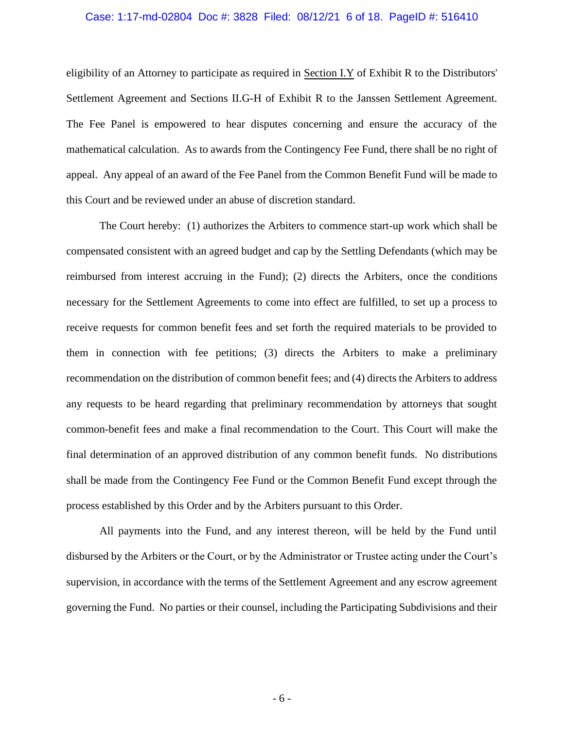eligibility of an Attorney to participate as required in Section I.Y of Exhibit R to the Distributors' Settlement Agreement and Sections II.G-H of Exhibit R to the Janssen Settlement Agreement. The Fee Panel is empowered to hear disputes concerning and ensure the accuracy of the mathematical calculation. As to awards from the Contingency Fee Fund, there shall be no right of appeal. Any appeal of an award of the Fee Panel from the Common Benefit Fund will be made to this Court and be reviewed under an abuse of discretion standard.

The Court hereby: (1) authorizes the Arbiters to commence start-up work which shall be compensated consistent with an agreed budget and cap by the Settling Defendants (which may be reimbursed from interest accruing in the Fund); (2) directs the Arbiters, once the conditions necessary for the Settlement Agreements to come into effect are fulfilled, to set up a process to receive requests for common benefit fees and set forth the required materials to be provided to them in connection with fee petitions; (3) directs the Arbiters to make a preliminary recommendation on the distribution of common benefit fees; and (4) directs the Arbiters to address any requests to be heard regarding that preliminary recommendation by attorneys that sought common-benefit fees and make a final recommendation to the Court. This Court will make the final determination of an approved distribution of any common benefit funds. No distributions shall be made from the Contingency Fee Fund or the Common Benefit Fund except through the process established by this Order and by the Arbiters pursuant to this Order.

All payments into the Fund, and any interest thereon, will be held by the Fund until disbursed by the Arbiters or the Court, or by the Administrator or Trustee acting under the Court's supervision, in accordance with the terms of the Settlement Agreement and any escrow agreement governing the Fund. No parties or their counsel, including the Participating Subdivisions and their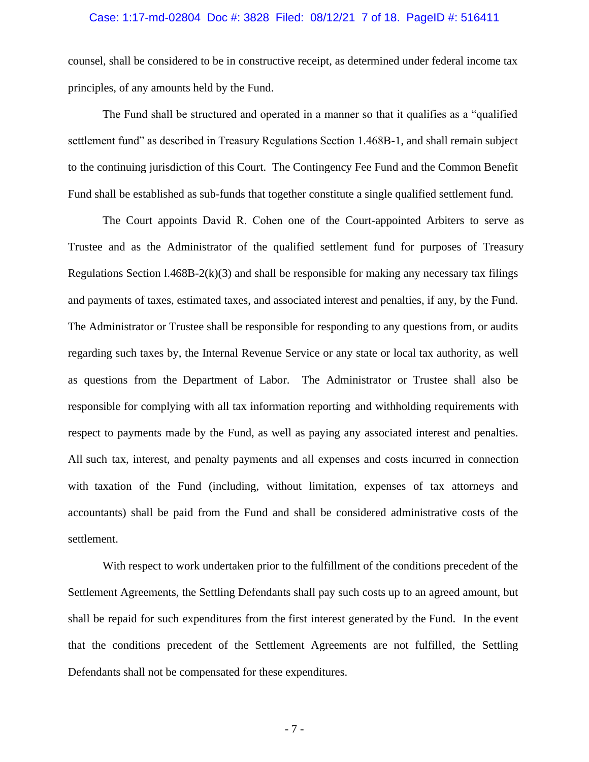counsel, shall be considered to be in constructive receipt, as determined under federal income tax principles, of any amounts held by the Fund.

The Fund shall be structured and operated in a manner so that it qualifies as a "qualified settlement fund" as described in Treasury Regulations Section 1.468B-1, and shall remain subject to the continuing jurisdiction of this Court. The Contingency Fee Fund and the Common Benefit Fund shall be established as sub-funds that together constitute a single qualified settlement fund.

The Court appoints David R. Cohen one of the Court-appointed Arbiters to serve as Trustee and as the Administrator of the qualified settlement fund for purposes of Treasury Regulations Section l.468B-2(k)(3) and shall be responsible for making any necessary tax filings and payments of taxes, estimated taxes, and associated interest and penalties, if any, by the Fund. The Administrator or Trustee shall be responsible for responding to any questions from, or audits regarding such taxes by, the Internal Revenue Service or any state or local tax authority, as well as questions from the Department of Labor. The Administrator or Trustee shall also be responsible for complying with all tax information reporting and withholding requirements with respect to payments made by the Fund, as well as paying any associated interest and penalties. All such tax, interest, and penalty payments and all expenses and costs incurred in connection with taxation of the Fund (including, without limitation, expenses of tax attorneys and accountants) shall be paid from the Fund and shall be considered administrative costs of the settlement.

With respect to work undertaken prior to the fulfillment of the conditions precedent of the Settlement Agreements, the Settling Defendants shall pay such costs up to an agreed amount, but shall be repaid for such expenditures from the first interest generated by the Fund. In the event that the conditions precedent of the Settlement Agreements are not fulfilled, the Settling Defendants shall not be compensated for these expenditures.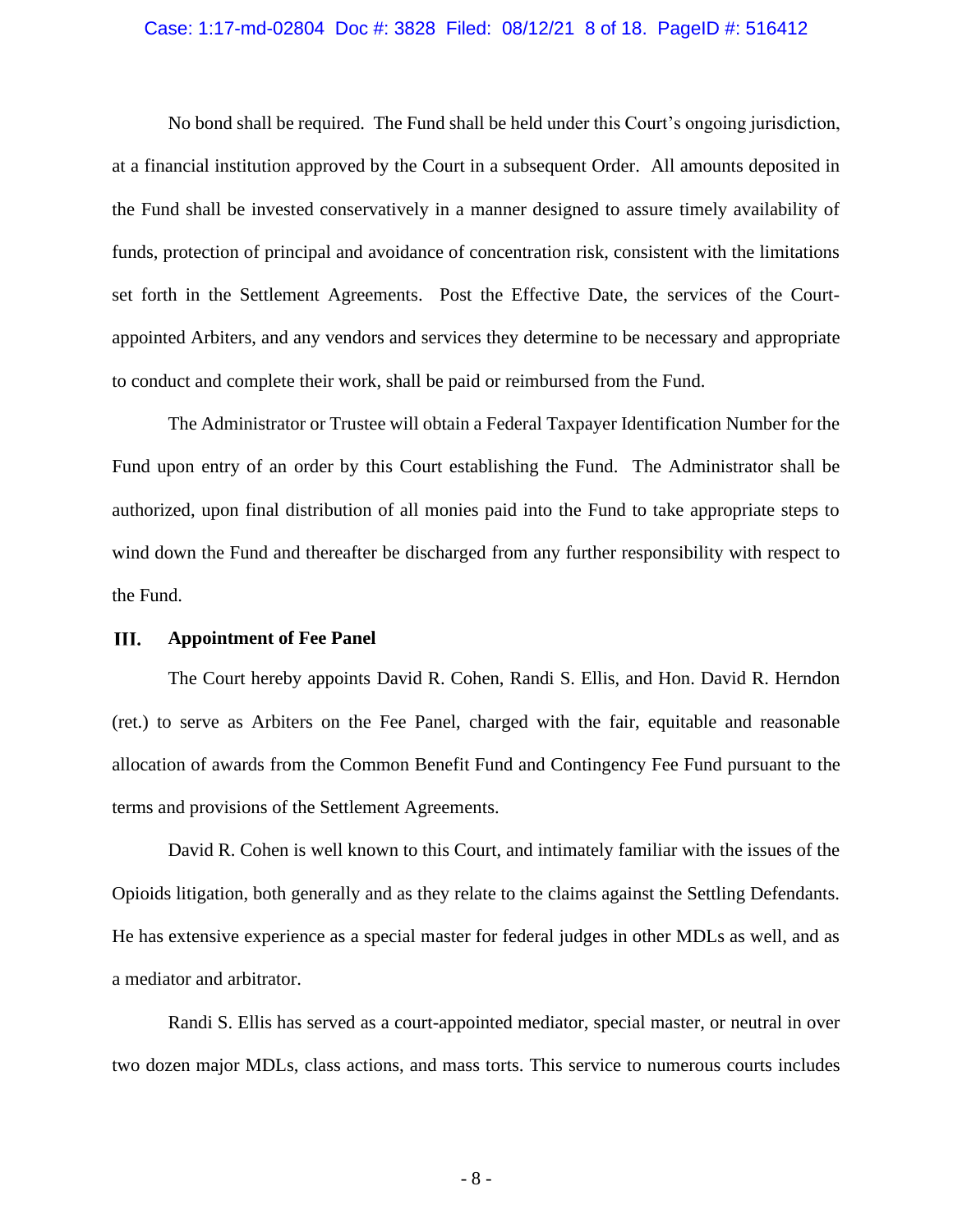No bond shall be required. The Fund shall be held under this Court's ongoing jurisdiction, at a financial institution approved by the Court in a subsequent Order. All amounts deposited in the Fund shall be invested conservatively in a manner designed to assure timely availability of funds, protection of principal and avoidance of concentration risk, consistent with the limitations set forth in the Settlement Agreements. Post the Effective Date, the services of the Court-appointed Arbiters, and any vendors and services they determine to be necessary and appropriate to conduct and complete their work, shall be paid or reimbursed from the Fund.

The Administrator or Trustee will obtain a Federal Taxpayer Identification Number for the Fund upon entry of an order by this Court establishing the Fund. The Administrator shall be authorized, upon final distribution of all monies paid into the Fund to take appropriate steps to wind down the Fund and thereafter be discharged from any further responsibility with respect to the Fund.

## III. Appointment of Fee Panel

The Court hereby appoints David R. Cohen, Randi S. Ellis, and Hon. David R. Herndon (ret.) to serve as Arbiters on the Fee Panel, charged with the fair, equitable and reasonable allocation of awards from the Common Benefit Fund and Contingency Fee Fund pursuant to the terms and provisions of the Settlement Agreements.

David R. Cohen is well known to this Court, and intimately familiar with the issues of the Opioids litigation, both generally and as they relate to the claims against the Settling Defendants. He has extensive experience as a special master for federal judges in other MDLs as well, and as a mediator and arbitrator.

Randi S. Ellis has served as a court-appointed mediator, special master, or neutral in over two dozen major MDLs, class actions, and mass torts. This service to numerous courts includes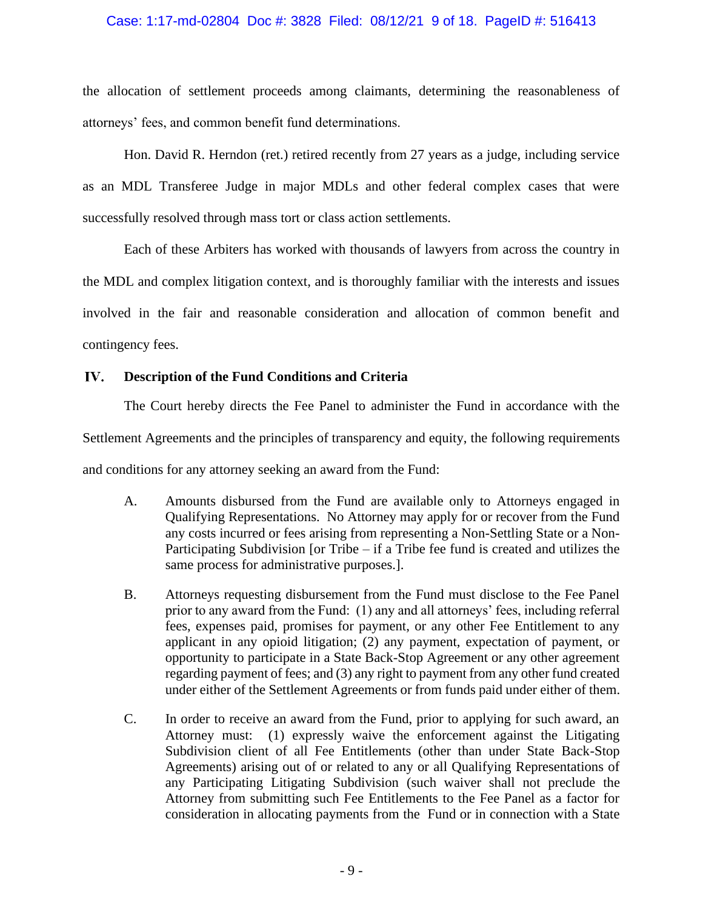the allocation of settlement proceeds among claimants, determining the reasonableness of attorneys' fees, and common benefit fund determinations.

Hon. David R. Herndon (ret.) retired recently from 27 years as a judge, including service as an MDL Transferee Judge in major MDLs and other federal complex cases that were successfully resolved through mass tort or class action settlements.

Each of these Arbiters has worked with thousands of lawyers from across the country in the MDL and complex litigation context, and is thoroughly familiar with the interests and issues involved in the fair and reasonable consideration and allocation of common benefit and contingency fees.

## IV. Description of the Fund Conditions and Criteria

The Court hereby directs the Fee Panel to administer the Fund in accordance with the Settlement Agreements and the principles of transparency and equity, the following requirements and conditions for any attorney seeking an award from the Fund:

A. Amounts disbursed from the Fund are available only to Attorneys engaged in Qualifying Representations. No Attorney may apply for or recover from the Fund any costs incurred or fees arising from representing a Non-Settling State or a Non-Participating Subdivision [or Tribe – if a Tribe fee fund is created and utilizes the same process for administrative purposes.].

B. Attorneys requesting disbursement from the Fund must disclose to the Fee Panel prior to any award from the Fund: (1) any and all attorneys' fees, including referral fees, expenses paid, promises for payment, or any other Fee Entitlement to any applicant in any opioid litigation; (2) any payment, expectation of payment, or opportunity to participate in a State Back-Stop Agreement or any other agreement regarding payment of fees; and (3) any right to payment from any other fund created under either of the Settlement Agreements or from funds paid under either of them.

C. In order to receive an award from the Fund, prior to applying for such award, an Attorney must: (1) expressly waive the enforcement against the Litigating Subdivision client of all Fee Entitlements (other than under State Back-Stop Agreements) arising out of or related to any or all Qualifying Representations of any Participating Litigating Subdivision (such waiver shall not preclude the Attorney from submitting such Fee Entitlements to the Fee Panel as a factor for consideration in allocating payments from the Fund or in connection with a State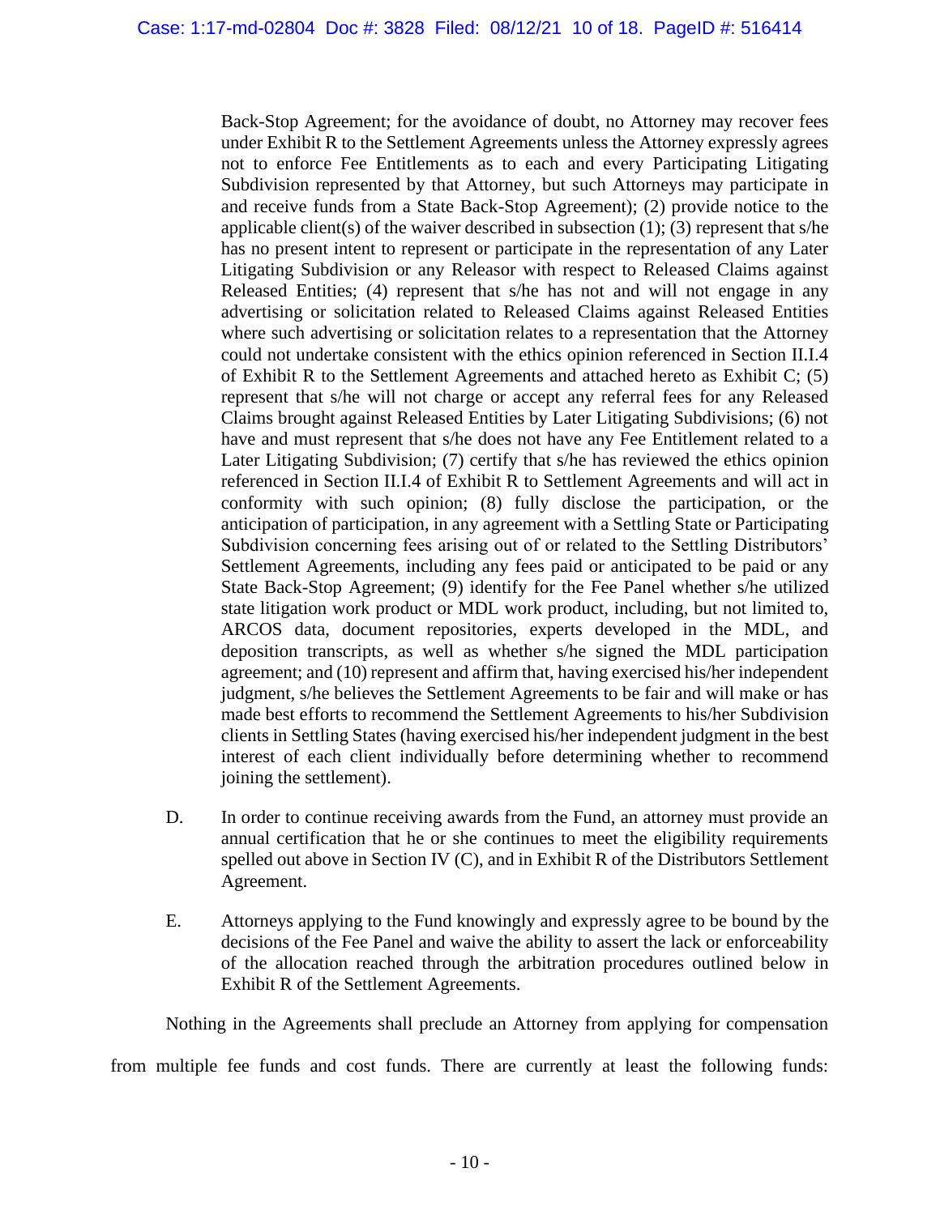Back-Stop Agreement; for the avoidance of doubt, no Attorney may recover fees under Exhibit R to the Settlement Agreements unless the Attorney expressly agrees not to enforce Fee Entitlements as to each and every Participating Litigating Subdivision represented by that Attorney, but such Attorneys may participate in and receive funds from a State Back-Stop Agreement); (2) provide notice to the applicable client(s) of the waiver described in subsection (1); (3) represent that s/he has no present intent to represent or participate in the representation of any Later Litigating Subdivision or any Releasor with respect to Released Claims against Released Entities; (4) represent that s/he has not and will not engage in any advertising or solicitation related to Released Claims against Released Entities where such advertising or solicitation relates to a representation that the Attorney could not undertake consistent with the ethics opinion referenced in Section II.I.4 of Exhibit R to the Settlement Agreements and attached hereto as Exhibit C; (5) represent that s/he will not charge or accept any referral fees for any Released Claims brought against Released Entities by Later Litigating Subdivisions; (6) not have and must represent that s/he does not have any Fee Entitlement related to a Later Litigating Subdivision; (7) certify that s/he has reviewed the ethics opinion referenced in Section II.I.4 of Exhibit R to Settlement Agreements and will act in conformity with such opinion; (8) fully disclose the participation, or the anticipation of participation, in any agreement with a Settling State or Participating Subdivision concerning fees arising out of or related to the Settling Distributors' Settlement Agreements, including any fees paid or anticipated to be paid or any State Back-Stop Agreement; (9) identify for the Fee Panel whether s/he utilized state litigation work product or MDL work product, including, but not limited to, ARCOS data, document repositories, experts developed in the MDL, and deposition transcripts, as well as whether s/he signed the MDL participation agreement; and (10) represent and affirm that, having exercised his/her independent judgment, s/he believes the Settlement Agreements to be fair and will make or has made best efforts to recommend the Settlement Agreements to his/her Subdivision clients in Settling States (having exercised his/her independent judgment in the best interest of each client individually before determining whether to recommend joining the settlement).

D. In order to continue receiving awards from the Fund, an attorney must provide an annual certification that he or she continues to meet the eligibility requirements spelled out above in Section IV (C), and in Exhibit R of the Distributors Settlement Agreement.

E. Attorneys applying to the Fund knowingly and expressly agree to be bound by the decisions of the Fee Panel and waive the ability to assert the lack or enforceability of the allocation reached through the arbitration procedures outlined below in Exhibit R of the Settlement Agreements.

Nothing in the Agreements shall preclude an Attorney from applying for compensation from multiple fee funds and cost funds. There are currently at least the following funds: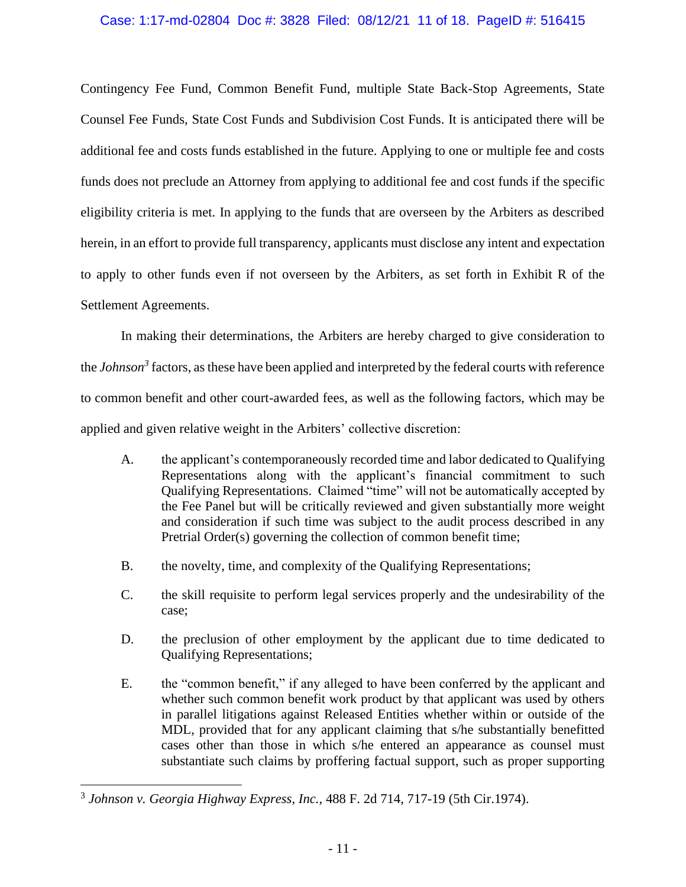Contingency Fee Fund, Common Benefit Fund, multiple State Back-Stop Agreements, State Counsel Fee Funds, State Cost Funds and Subdivision Cost Funds. It is anticipated there will be additional fee and costs funds established in the future. Applying to one or multiple fee and costs funds does not preclude an Attorney from applying to additional fee and cost funds if the specific eligibility criteria is met. In applying to the funds that are overseen by the Arbiters as described herein, in an effort to provide full transparency, applicants must disclose any intent and expectation to apply to other funds even if not overseen by the Arbiters, as set forth in Exhibit R of the Settlement Agreements.

In making their determinations, the Arbiters are hereby charged to give consideration to the *Johnson*[3] factors, as these have been applied and interpreted by the federal courts with reference to common benefit and other court-awarded fees, as well as the following factors, which may be applied and given relative weight in the Arbiters' collective discretion:

A. the applicant's contemporaneously recorded time and labor dedicated to Qualifying Representations along with the applicant's financial commitment to such Qualifying Representations. Claimed "time" will not be automatically accepted by the Fee Panel but will be critically reviewed and given substantially more weight and consideration if such time was subject to the audit process described in any Pretrial Order(s) governing the collection of common benefit time;

B. the novelty, time, and complexity of the Qualifying Representations;

C. the skill requisite to perform legal services properly and the undesirability of the case;

D. the preclusion of other employment by the applicant due to time dedicated to Qualifying Representations;

E. the "common benefit," if any alleged to have been conferred by the applicant and whether such common benefit work product by that applicant was used by others in parallel litigations against Released Entities whether within or outside of the MDL, provided that for any applicant claiming that s/he substantially benefitted cases other than those in which s/he entered an appearance as counsel must substantiate such claims by proffering factual support, such as proper supporting

[3] *Johnson v. Georgia Highway Express, Inc.*, 488 F. 2d 714, 717-19 (5th Cir.1974).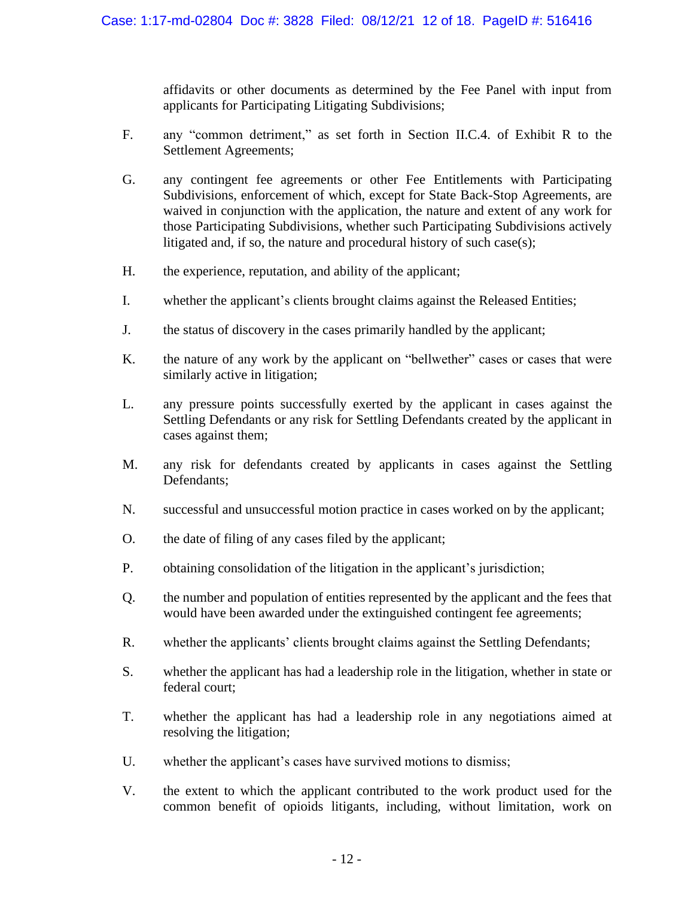affidavits or other documents as determined by the Fee Panel with input from applicants for Participating Litigating Subdivisions;

F. any "common detriment," as set forth in Section II.C.4. of Exhibit R to the Settlement Agreements;

G. any contingent fee agreements or other Fee Entitlements with Participating Subdivisions, enforcement of which, except for State Back-Stop Agreements, are waived in conjunction with the application, the nature and extent of any work for those Participating Subdivisions, whether such Participating Subdivisions actively litigated and, if so, the nature and procedural history of such case(s);

H. the experience, reputation, and ability of the applicant;

I. whether the applicant's clients brought claims against the Released Entities;

J. the status of discovery in the cases primarily handled by the applicant;

K. the nature of any work by the applicant on "bellwether" cases or cases that were similarly active in litigation;

L. any pressure points successfully exerted by the applicant in cases against the Settling Defendants or any risk for Settling Defendants created by the applicant in cases against them;

M. any risk for defendants created by applicants in cases against the Settling Defendants;

N. successful and unsuccessful motion practice in cases worked on by the applicant;

O. the date of filing of any cases filed by the applicant;

P. obtaining consolidation of the litigation in the applicant's jurisdiction;

Q. the number and population of entities represented by the applicant and the fees that would have been awarded under the extinguished contingent fee agreements;

R. whether the applicants' clients brought claims against the Settling Defendants;

S. whether the applicant has had a leadership role in the litigation, whether in state or federal court;

T. whether the applicant has had a leadership role in any negotiations aimed at resolving the litigation;

U. whether the applicant's cases have survived motions to dismiss;

V. the extent to which the applicant contributed to the work product used for the common benefit of opioids litigants, including, without limitation, work on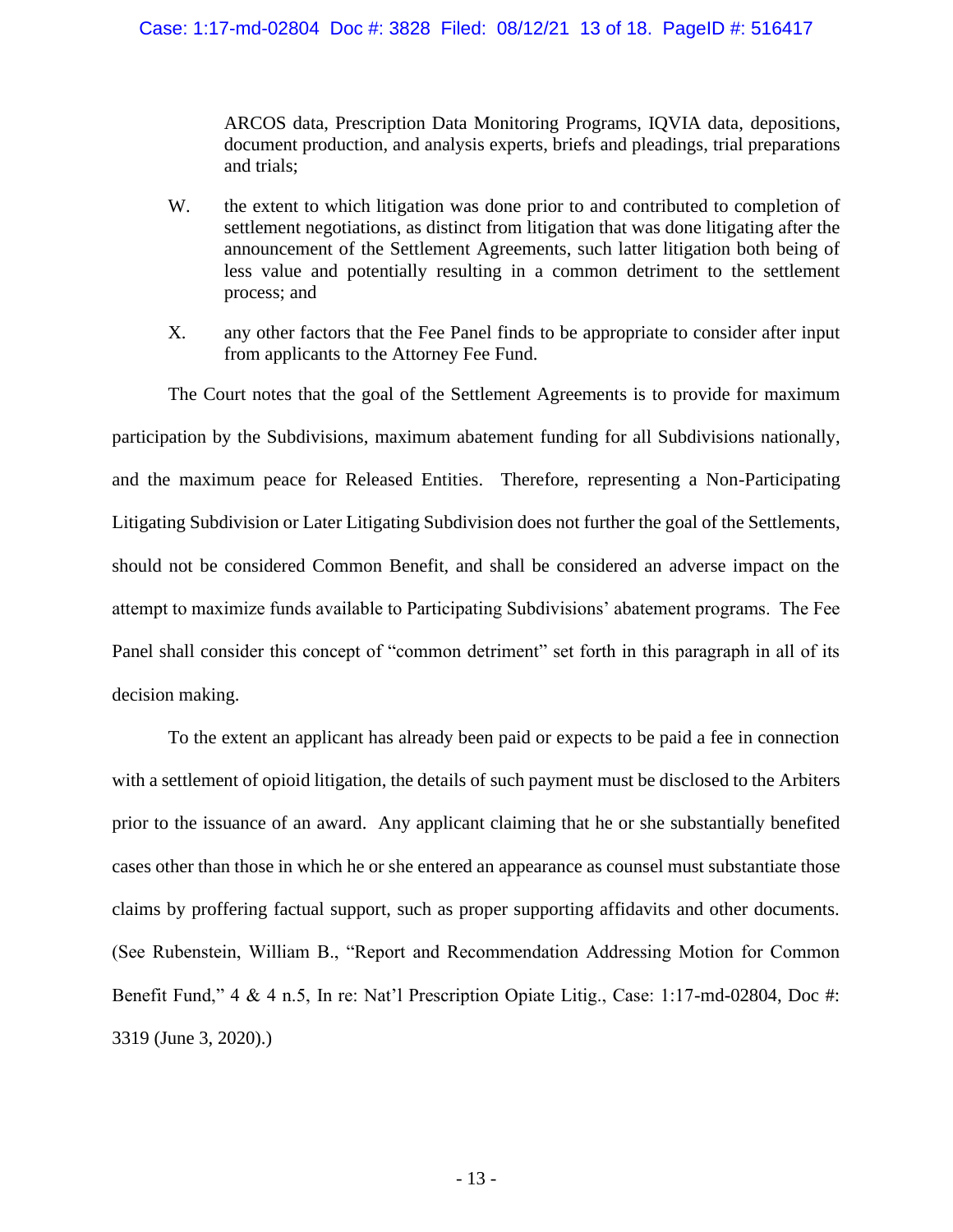ARCOS data, Prescription Data Monitoring Programs, IQVIA data, depositions, document production, and analysis experts, briefs and pleadings, trial preparations and trials;

W. the extent to which litigation was done prior to and contributed to completion of settlement negotiations, as distinct from litigation that was done litigating after the announcement of the Settlement Agreements, such latter litigation both being of less value and potentially resulting in a common detriment to the settlement process; and

X. any other factors that the Fee Panel finds to be appropriate to consider after input from applicants to the Attorney Fee Fund.

The Court notes that the goal of the Settlement Agreements is to provide for maximum participation by the Subdivisions, maximum abatement funding for all Subdivisions nationally, and the maximum peace for Released Entities. Therefore, representing a Non-Participating Litigating Subdivision or Later Litigating Subdivision does not further the goal of the Settlements, should not be considered Common Benefit, and shall be considered an adverse impact on the attempt to maximize funds available to Participating Subdivisions' abatement programs. The Fee Panel shall consider this concept of "common detriment" set forth in this paragraph in all of its decision making.

To the extent an applicant has already been paid or expects to be paid a fee in connection with a settlement of opioid litigation, the details of such payment must be disclosed to the Arbiters prior to the issuance of an award. Any applicant claiming that he or she substantially benefited cases other than those in which he or she entered an appearance as counsel must substantiate those claims by proffering factual support, such as proper supporting affidavits and other documents. (See Rubenstein, William B., "Report and Recommendation Addressing Motion for Common Benefit Fund," 4 & 4 n.5, In re: Nat'l Prescription Opiate Litig., Case: 1:17-md-02804, Doc #: 3319 (June 3, 2020).)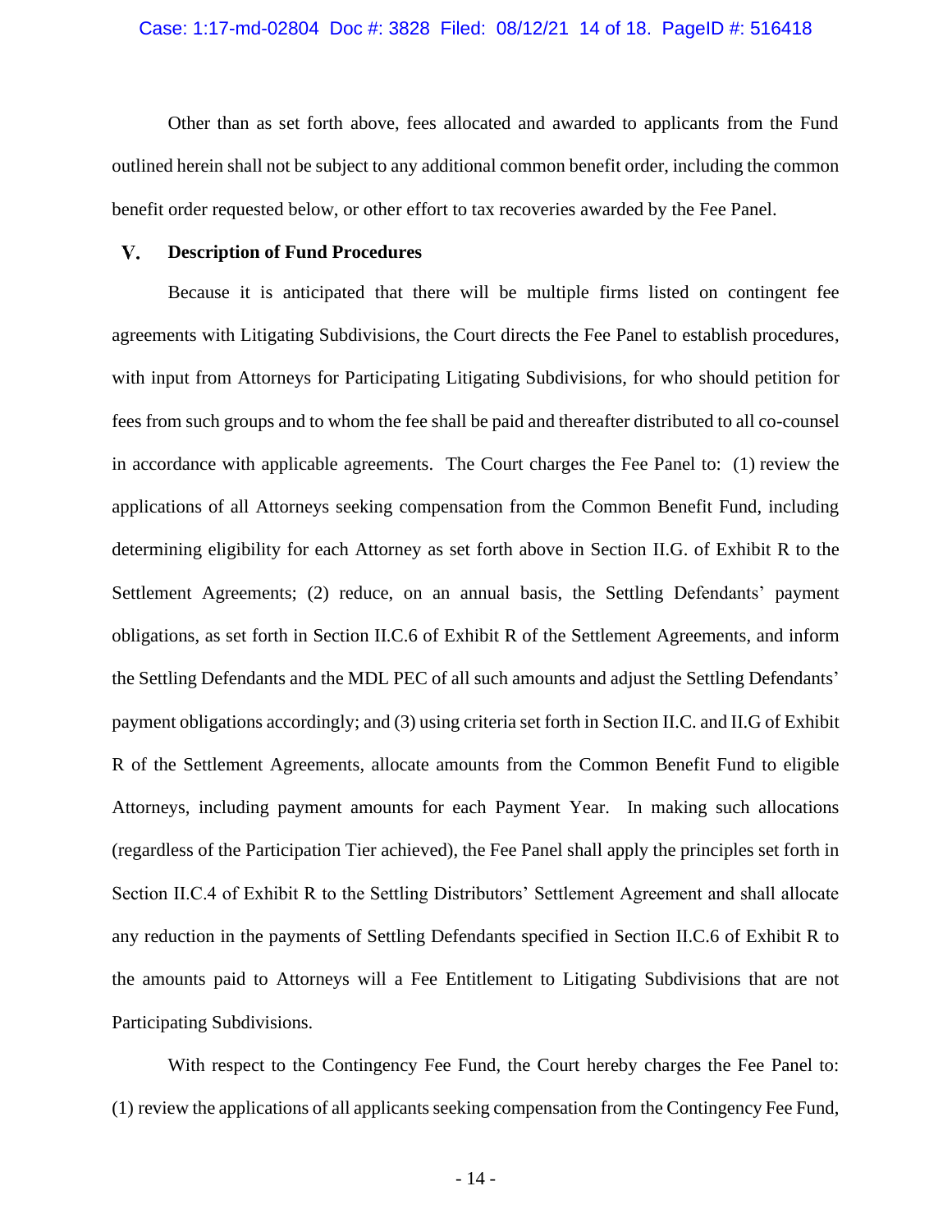Other than as set forth above, fees allocated and awarded to applicants from the Fund outlined herein shall not be subject to any additional common benefit order, including the common benefit order requested below, or other effort to tax recoveries awarded by the Fee Panel.

## V. Description of Fund Procedures

Because it is anticipated that there will be multiple firms listed on contingent fee agreements with Litigating Subdivisions, the Court directs the Fee Panel to establish procedures, with input from Attorneys for Participating Litigating Subdivisions, for who should petition for fees from such groups and to whom the fee shall be paid and thereafter distributed to all co-counsel in accordance with applicable agreements. The Court charges the Fee Panel to: (1) review the applications of all Attorneys seeking compensation from the Common Benefit Fund, including determining eligibility for each Attorney as set forth above in Section II.G. of Exhibit R to the Settlement Agreements; (2) reduce, on an annual basis, the Settling Defendants' payment obligations, as set forth in Section II.C.6 of Exhibit R of the Settlement Agreements, and inform the Settling Defendants and the MDL PEC of all such amounts and adjust the Settling Defendants' payment obligations accordingly; and (3) using criteria set forth in Section II.C. and II.G of Exhibit R of the Settlement Agreements, allocate amounts from the Common Benefit Fund to eligible Attorneys, including payment amounts for each Payment Year. In making such allocations (regardless of the Participation Tier achieved), the Fee Panel shall apply the principles set forth in Section II.C.4 of Exhibit R to the Settling Distributors' Settlement Agreement and shall allocate any reduction in the payments of Settling Defendants specified in Section II.C.6 of Exhibit R to the amounts paid to Attorneys will a Fee Entitlement to Litigating Subdivisions that are not Participating Subdivisions.

With respect to the Contingency Fee Fund, the Court hereby charges the Fee Panel to: (1) review the applications of all applicants seeking compensation from the Contingency Fee Fund,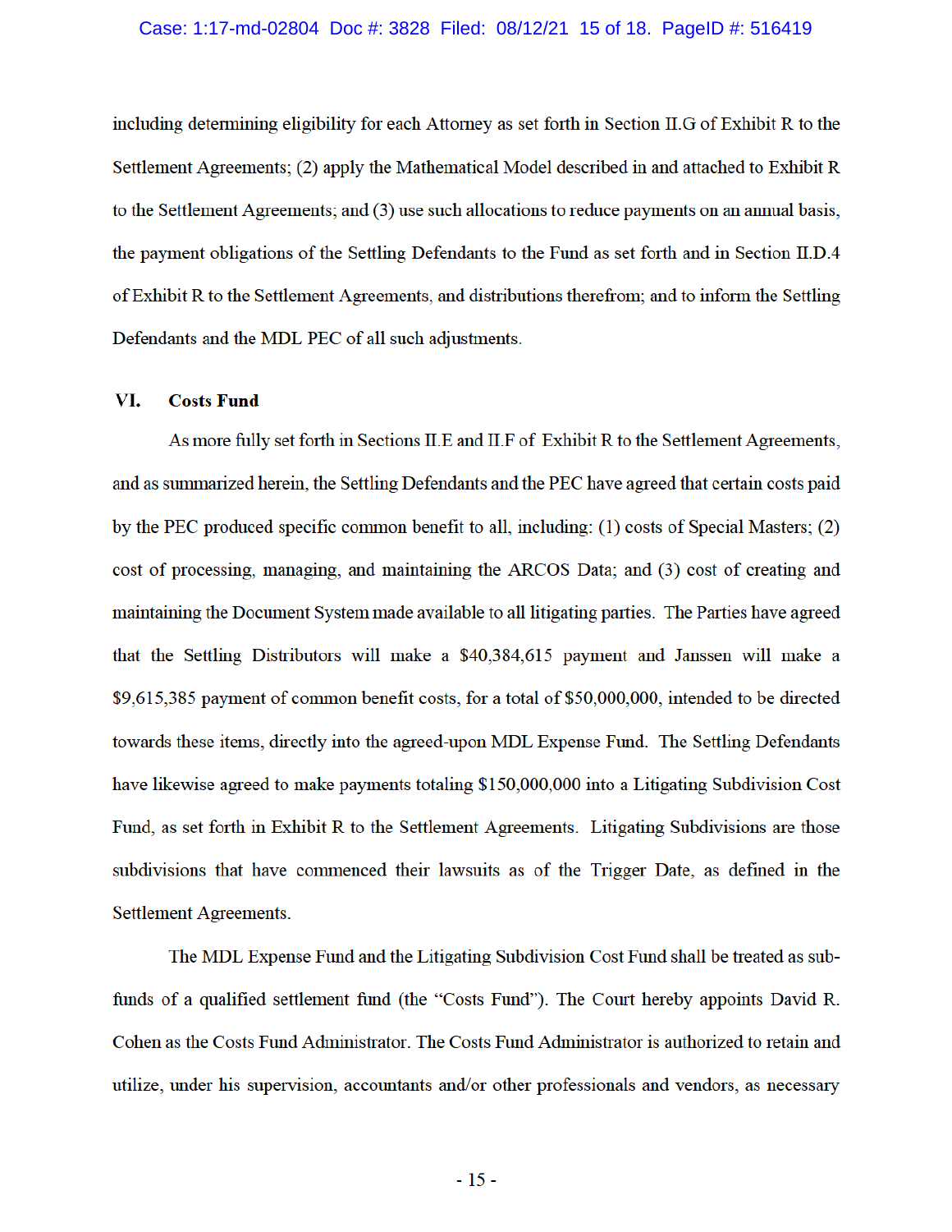including determining eligibility for each Attorney as set forth in Section II.G of Exhibit R to the Settlement Agreements; (2) apply the Mathematical Model described in and attached to Exhibit R to the Settlement Agreements; and (3) use such allocations to reduce payments on an annual basis, the payment obligations of the Settling Defendants to the Fund as set forth and in Section II.D.4 of Exhibit R to the Settlement Agreements, and distributions therefrom; and to inform the Settling Defendants and the MDL PEC of all such adjustments.

## VI. Costs Fund

As more fully set forth in Sections II.E and II.F of Exhibit R to the Settlement Agreements, and as summarized herein, the Settling Defendants and the PEC have agreed that certain costs paid by the PEC produced specific common benefit to all, including: (1) costs of Special Masters; (2) cost of processing, managing, and maintaining the ARCOS Data; and (3) cost of creating and maintaining the Document System made available to all litigating parties. The Parties have agreed that the Settling Distributors will make a $40,384,615 payment and Janssen will make a $9,615,385 payment of common benefit costs, for a total of $50,000,000, intended to be directed towards these items, directly into the agreed-upon MDL Expense Fund. The Settling Defendants have likewise agreed to make payments totaling $150,000,000 into a Litigating Subdivision Cost Fund, as set forth in Exhibit R to the Settlement Agreements. Litigating Subdivisions are those subdivisions that have commenced their lawsuits as of the Trigger Date, as defined in the Settlement Agreements.

The MDL Expense Fund and the Litigating Subdivision Cost Fund shall be treated as sub-funds of a qualified settlement fund (the "Costs Fund"). The Court hereby appoints David R. Cohen as the Costs Fund Administrator. The Costs Fund Administrator is authorized to retain and utilize, under his supervision, accountants and/or other professionals and vendors, as necessary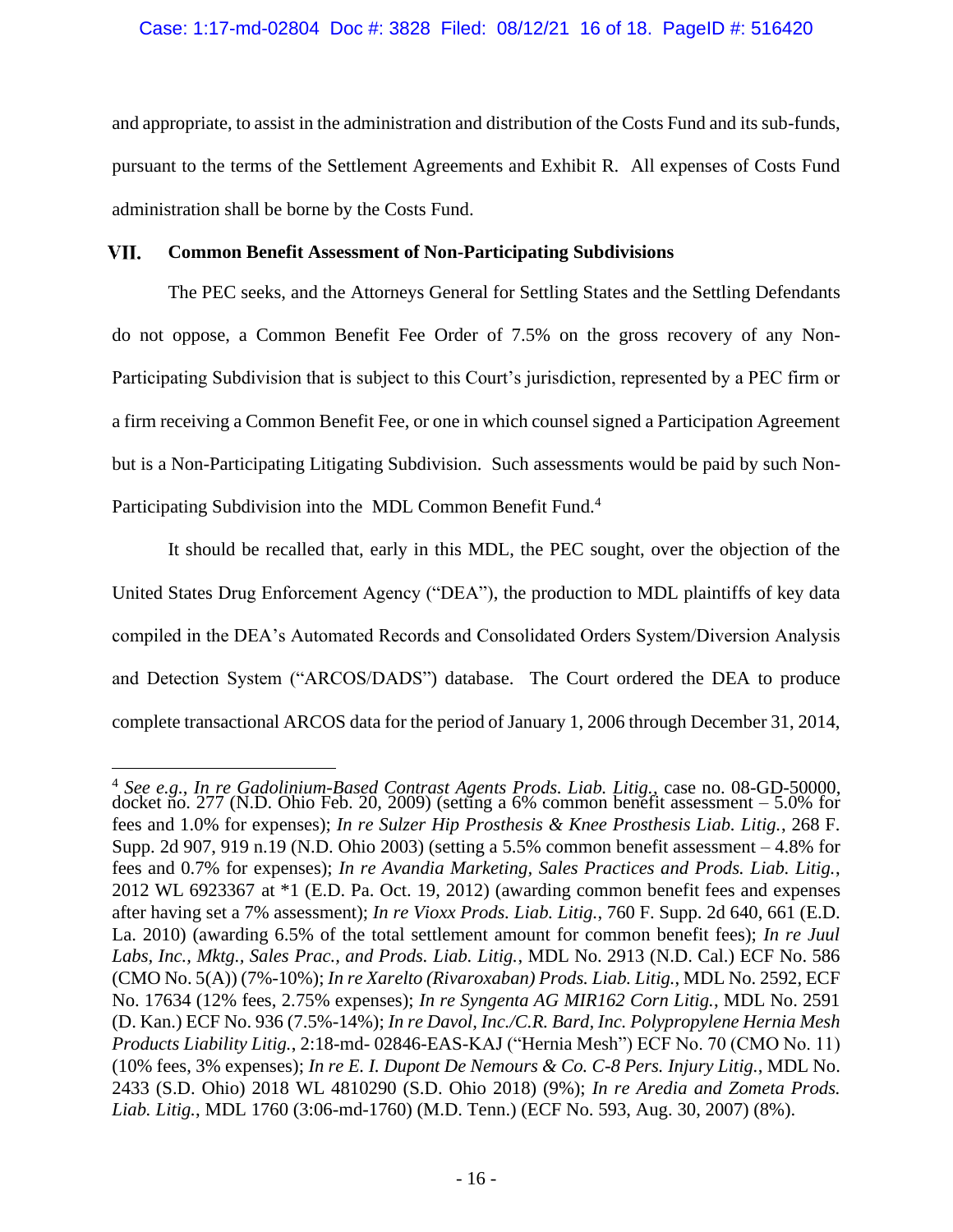and appropriate, to assist in the administration and distribution of the Costs Fund and its sub-funds, pursuant to the terms of the Settlement Agreements and Exhibit R. All expenses of Costs Fund administration shall be borne by the Costs Fund.

## VII. Common Benefit Assessment of Non-Participating Subdivisions

The PEC seeks, and the Attorneys General for Settling States and the Settling Defendants do not oppose, a Common Benefit Fee Order of 7.5% on the gross recovery of any Non-Participating Subdivision that is subject to this Court's jurisdiction, represented by a PEC firm or a firm receiving a Common Benefit Fee, or one in which counsel signed a Participation Agreement but is a Non-Participating Litigating Subdivision. Such assessments would be paid by such Non-Participating Subdivision into the MDL Common Benefit Fund.[4]

It should be recalled that, early in this MDL, the PEC sought, over the objection of the United States Drug Enforcement Agency ("DEA"), the production to MDL plaintiffs of key data compiled in the DEA's Automated Records and Consolidated Orders System/Diversion Analysis and Detection System ("ARCOS/DADS") database. The Court ordered the DEA to produce complete transactional ARCOS data for the period of January 1, 2006 through December 31, 2014,

---

[4] *See e.g., In re Gadolinium-Based Contrast Agents Prods. Liab. Litig.*, case no. 08-GD-50000, docket no. 277 (N.D. Ohio Feb. 20, 2009) (setting a 6% common benefit assessment – 5.0% for fees and 1.0% for expenses); *In re Sulzer Hip Prosthesis & Knee Prosthesis Liab. Litig.*, 268 F. Supp. 2d 907, 919 n.19 (N.D. Ohio 2003) (setting a 5.5% common benefit assessment – 4.8% for fees and 0.7% for expenses); *In re Avandia Marketing, Sales Practices and Prods. Liab. Litig.*, 2012 WL 6923367 at *1 (E.D. Pa. Oct. 19, 2012) (awarding common benefit fees and expenses after having set a 7% assessment); *In re Vioxx Prods. Liab. Litig.*, 760 F. Supp. 2d 640, 661 (E.D. La. 2010) (awarding 6.5% of the total settlement amount for common benefit fees); *In re Juul Labs, Inc., Mktg., Sales Prac., and Prods. Liab. Litig.*, MDL No. 2913 (N.D. Cal.) ECF No. 586 (CMO No. 5(A)) (7%-10%); *In re Xarelto (Rivaroxaban) Prods. Liab. Litig.*, MDL No. 2592, ECF No. 17634 (12% fees, 2.75% expenses); *In re Syngenta AG MIR162 Corn Litig.*, MDL No. 2591 (D. Kan.) ECF No. 936 (7.5%-14%); *In re Davol, Inc./C.R. Bard, Inc. Polypropylene Hernia Mesh Products Liability Litig.*, 2:18-md- 02846-EAS-KAJ ("Hernia Mesh") ECF No. 70 (CMO No. 11) (10% fees, 3% expenses); *In re E. I. Dupont De Nemours & Co. C-8 Pers. Injury Litig.*, MDL No. 2433 (S.D. Ohio) 2018 WL 4810290 (S.D. Ohio 2018) (9%); *In re Aredia and Zometa Prods. Liab. Litig.*, MDL 1760 (3:06-md-1760) (M.D. Tenn.) (ECF No. 593, Aug. 30, 2007) (8%).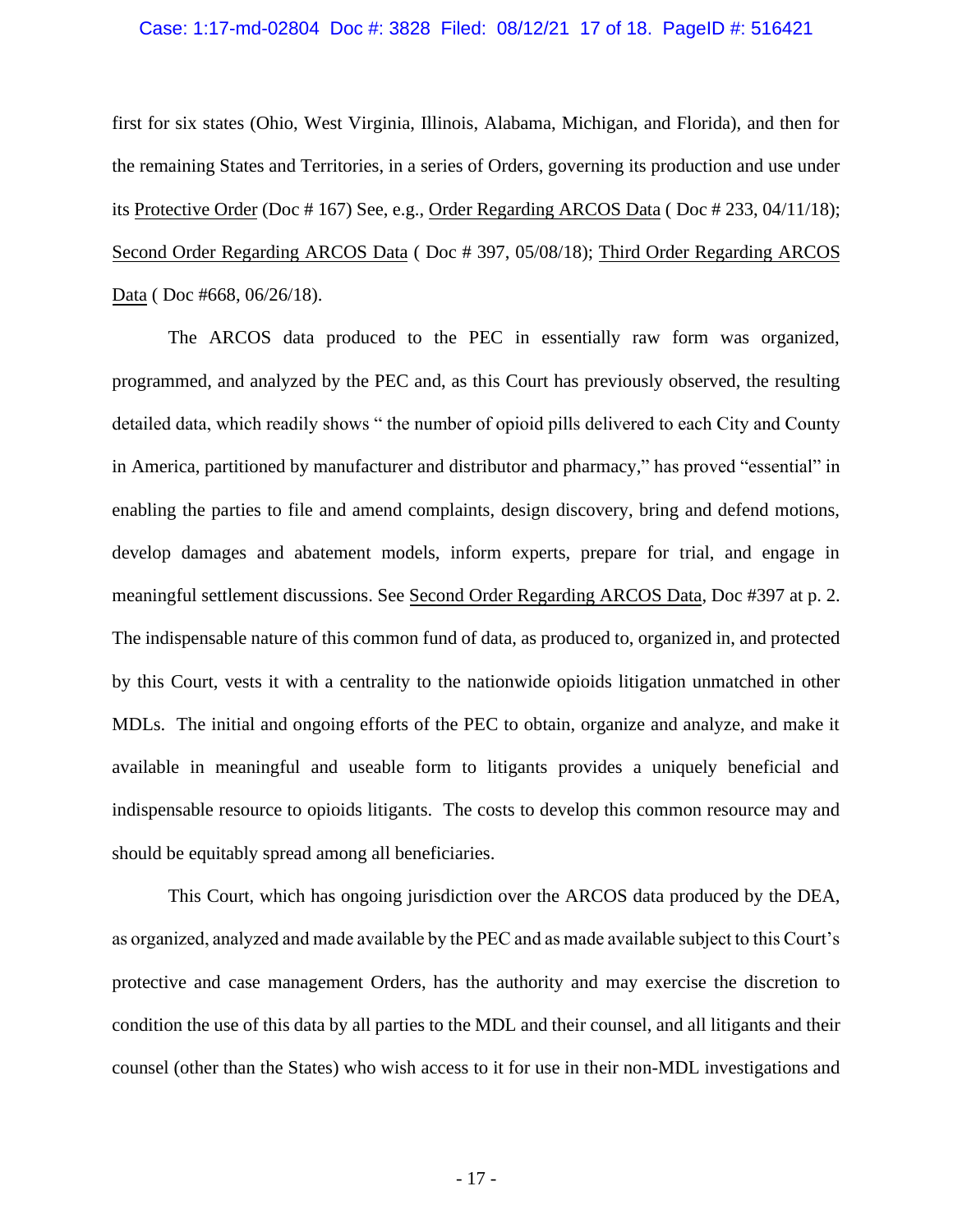first for six states (Ohio, West Virginia, Illinois, Alabama, Michigan, and Florida), and then for the remaining States and Territories, in a series of Orders, governing its production and use under its Protective Order (Doc # 167) See, e.g., Order Regarding ARCOS Data ( Doc # 233, 04/11/18); Second Order Regarding ARCOS Data ( Doc # 397, 05/08/18); Third Order Regarding ARCOS Data ( Doc #668, 06/26/18).

The ARCOS data produced to the PEC in essentially raw form was organized, programmed, and analyzed by the PEC and, as this Court has previously observed, the resulting detailed data, which readily shows " the number of opioid pills delivered to each City and County in America, partitioned by manufacturer and distributor and pharmacy," has proved "essential" in enabling the parties to file and amend complaints, design discovery, bring and defend motions, develop damages and abatement models, inform experts, prepare for trial, and engage in meaningful settlement discussions. See Second Order Regarding ARCOS Data, Doc #397 at p. 2. The indispensable nature of this common fund of data, as produced to, organized in, and protected by this Court, vests it with a centrality to the nationwide opioids litigation unmatched in other MDLs. The initial and ongoing efforts of the PEC to obtain, organize and analyze, and make it available in meaningful and useable form to litigants provides a uniquely beneficial and indispensable resource to opioids litigants. The costs to develop this common resource may and should be equitably spread among all beneficiaries.

This Court, which has ongoing jurisdiction over the ARCOS data produced by the DEA, as organized, analyzed and made available by the PEC and as made available subject to this Court's protective and case management Orders, has the authority and may exercise the discretion to condition the use of this data by all parties to the MDL and their counsel, and all litigants and their counsel (other than the States) who wish access to it for use in their non-MDL investigations and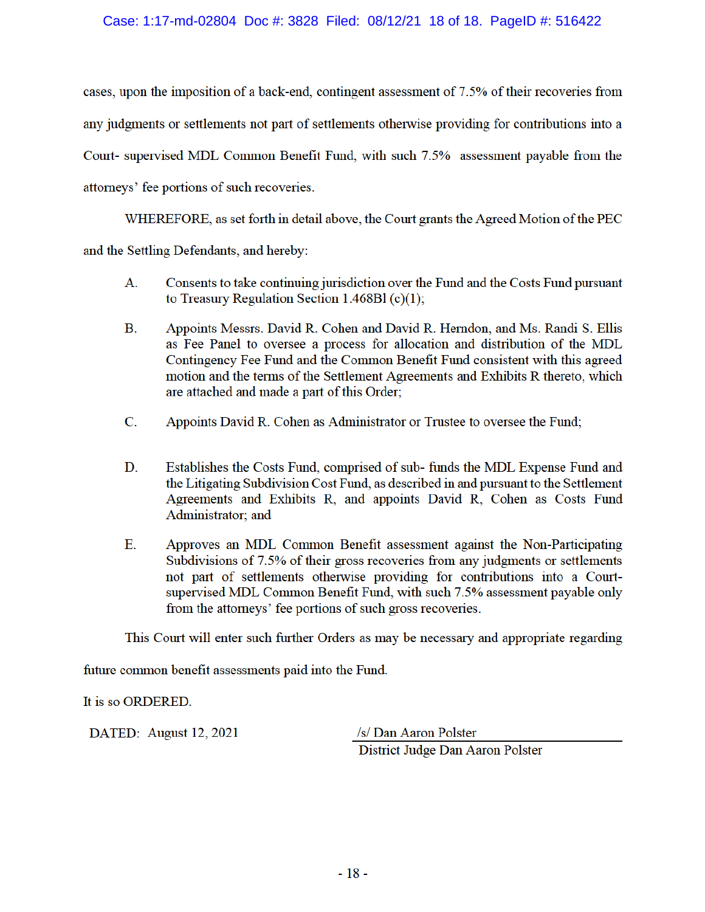cases, upon the imposition of a back-end, contingent assessment of 7.5% of their recoveries from any judgments or settlements not part of settlements otherwise providing for contributions into a Court- supervised MDL Common Benefit Fund, with such 7.5% assessment payable from the attorneys' fee portions of such recoveries.

WHEREFORE, as set forth in detail above, the Court grants the Agreed Motion of the PEC and the Settling Defendants, and hereby:

A. Consents to take continuing jurisdiction over the Fund and the Costs Fund pursuant to Treasury Regulation Section 1.468Bl (c)(1);

B. Appoints Messrs. David R. Cohen and David R. Herndon, and Ms. Randi S. Ellis as Fee Panel to oversee a process for allocation and distribution of the MDL Contingency Fee Fund and the Common Benefit Fund consistent with this agreed motion and the terms of the Settlement Agreements and Exhibits R thereto, which are attached and made a part of this Order;

C. Appoints David R. Cohen as Administrator or Trustee to oversee the Fund;

D. Establishes the Costs Fund, comprised of sub- funds the MDL Expense Fund and the Litigating Subdivision Cost Fund, as described in and pursuant to the Settlement Agreements and Exhibits R, and appoints David R, Cohen as Costs Fund Administrator; and

E. Approves an MDL Common Benefit assessment against the Non-Participating Subdivisions of 7.5% of their gross recoveries from any judgments or settlements not part of settlements otherwise providing for contributions into a Court-supervised MDL Common Benefit Fund, with such 7.5% assessment payable only from the attorneys' fee portions of such gross recoveries.

This Court will enter such further Orders as may be necessary and appropriate regarding future common benefit assessments paid into the Fund.

It is so ORDERED.

DATED: August 12, 2021

/s/ Dan Aaron Polster
District Judge Dan Aaron Polster